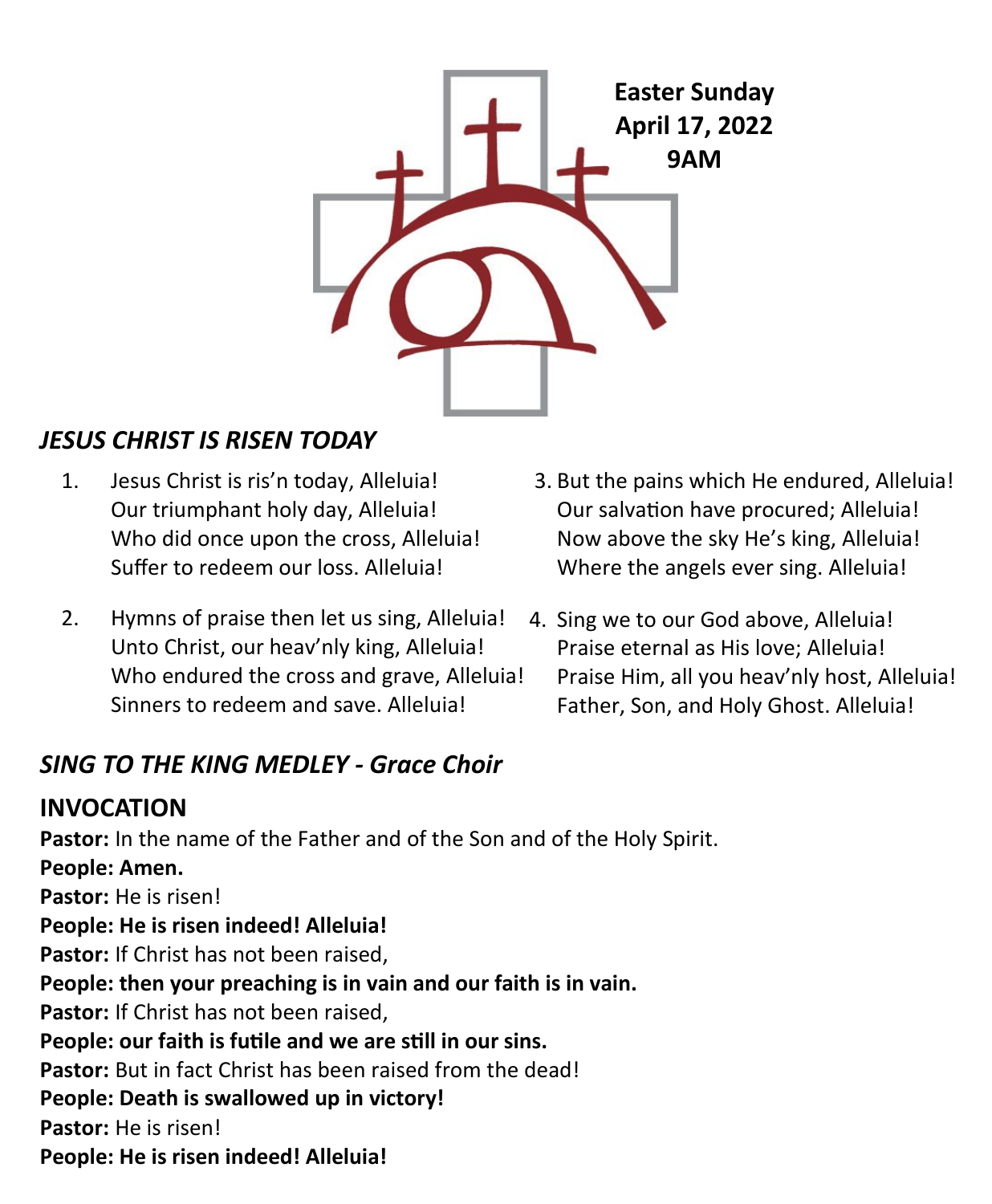**Easter Sunday**
**April 17, 2022**
**9AM**

## *JESUS CHRIST IS RISEN TODAY*

1. Jesus Christ is ris'n today, Alleluia!
   Our triumphant holy day, Alleluia!
   Who did once upon the cross, Alleluia!
   Suffer to redeem our loss. Alleluia!

2. Hymns of praise then let us sing, Alleluia!
   Unto Christ, our heav'nly king, Alleluia!
   Who endured the cross and grave, Alleluia!
   Sinners to redeem and save. Alleluia!

3. But the pains which He endured, Alleluia!
   Our salvation have procured; Alleluia!
   Now above the sky He's king, Alleluia!
   Where the angels ever sing. Alleluia!

4. Sing we to our God above, Alleluia!
   Praise eternal as His love; Alleluia!
   Praise Him, all you heav'nly host, Alleluia!
   Father, Son, and Holy Ghost. Alleluia!

## *SING TO THE KING MEDLEY - Grace Choir*

## INVOCATION

**Pastor:** In the name of the Father and of the Son and of the Holy Spirit.
**People: Amen.**
**Pastor:** He is risen!
**People: He is risen indeed! Alleluia!**
**Pastor:** If Christ has not been raised,
**People: then your preaching is in vain and our faith is in vain.**
**Pastor:** If Christ has not been raised,
**People: our faith is futile and we are still in our sins.**
**Pastor:** But in fact Christ has been raised from the dead!
**People: Death is swallowed up in victory!**
**Pastor:** He is risen!
**People: He is risen indeed! Alleluia!**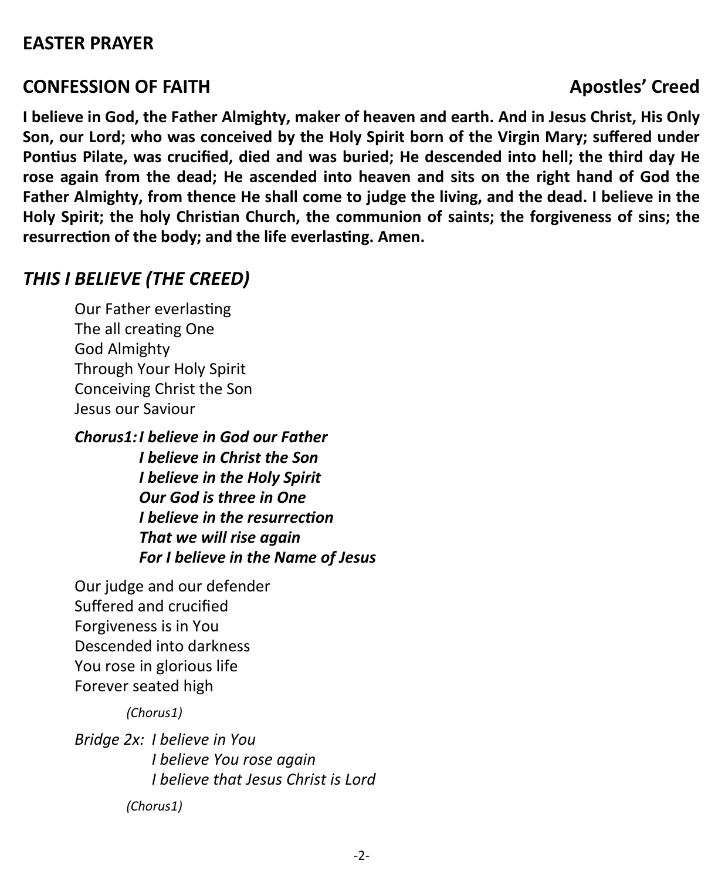## EASTER PRAYER

## CONFESSION OF FAITH — Apostles' Creed

**I believe in God, the Father Almighty, maker of heaven and earth. And in Jesus Christ, His Only Son, our Lord; who was conceived by the Holy Spirit born of the Virgin Mary; suffered under Pontius Pilate, was crucified, died and was buried; He descended into hell; the third day He rose again from the dead; He ascended into heaven and sits on the right hand of God the Father Almighty, from thence He shall come to judge the living, and the dead. I believe in the Holy Spirit; the holy Christian Church, the communion of saints; the forgiveness of sins; the resurrection of the body; and the life everlasting. Amen.**

## *THIS I BELIEVE (THE CREED)*

Our Father everlasting
The all creating One
God Almighty
Through Your Holy Spirit
Conceiving Christ the Son
Jesus our Saviour

***Chorus1:** **I believe in God our Father***
***I believe in Christ the Son***
***I believe in the Holy Spirit***
***Our God is three in One***
***I believe in the resurrection***
***That we will rise again***
***For I believe in the Name of Jesus***

Our judge and our defender
Suffered and crucified
Forgiveness is in You
Descended into darkness
You rose in glorious life
Forever seated high

*(Chorus1)*

*Bridge 2x: I believe in You*
*I believe You rose again*
*I believe that Jesus Christ is Lord*

*(Chorus1)*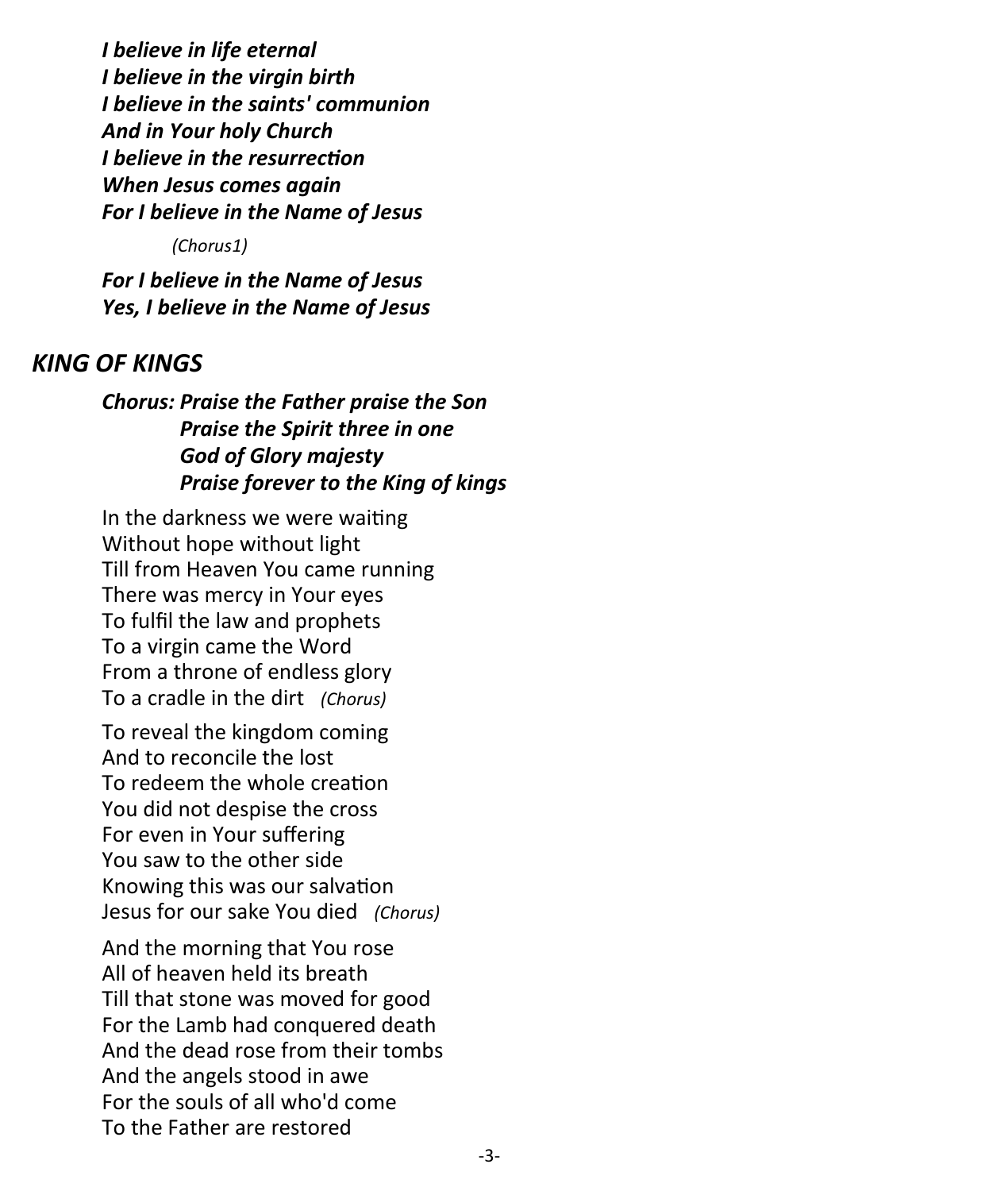***I believe in life eternal***
***I believe in the virgin birth***
***I believe in the saints' communion***
***And in Your holy Church***
***I believe in the resurrection***
***When Jesus comes again***
***For I believe in the Name of Jesus***

*(Chorus1)*

***For I believe in the Name of Jesus***
***Yes, I believe in the Name of Jesus***

## *KING OF KINGS*

***Chorus: Praise the Father praise the Son***
***Praise the Spirit three in one***
***God of Glory majesty***
***Praise forever to the King of kings***

In the darkness we were waiting
Without hope without light
Till from Heaven You came running
There was mercy in Your eyes
To fulfil the law and prophets
To a virgin came the Word
From a throne of endless glory
To a cradle in the dirt *(Chorus)*

To reveal the kingdom coming
And to reconcile the lost
To redeem the whole creation
You did not despise the cross
For even in Your suffering
You saw to the other side
Knowing this was our salvation
Jesus for our sake You died *(Chorus)*

And the morning that You rose
All of heaven held its breath
Till that stone was moved for good
For the Lamb had conquered death
And the dead rose from their tombs
And the angels stood in awe
For the souls of all who'd come
To the Father are restored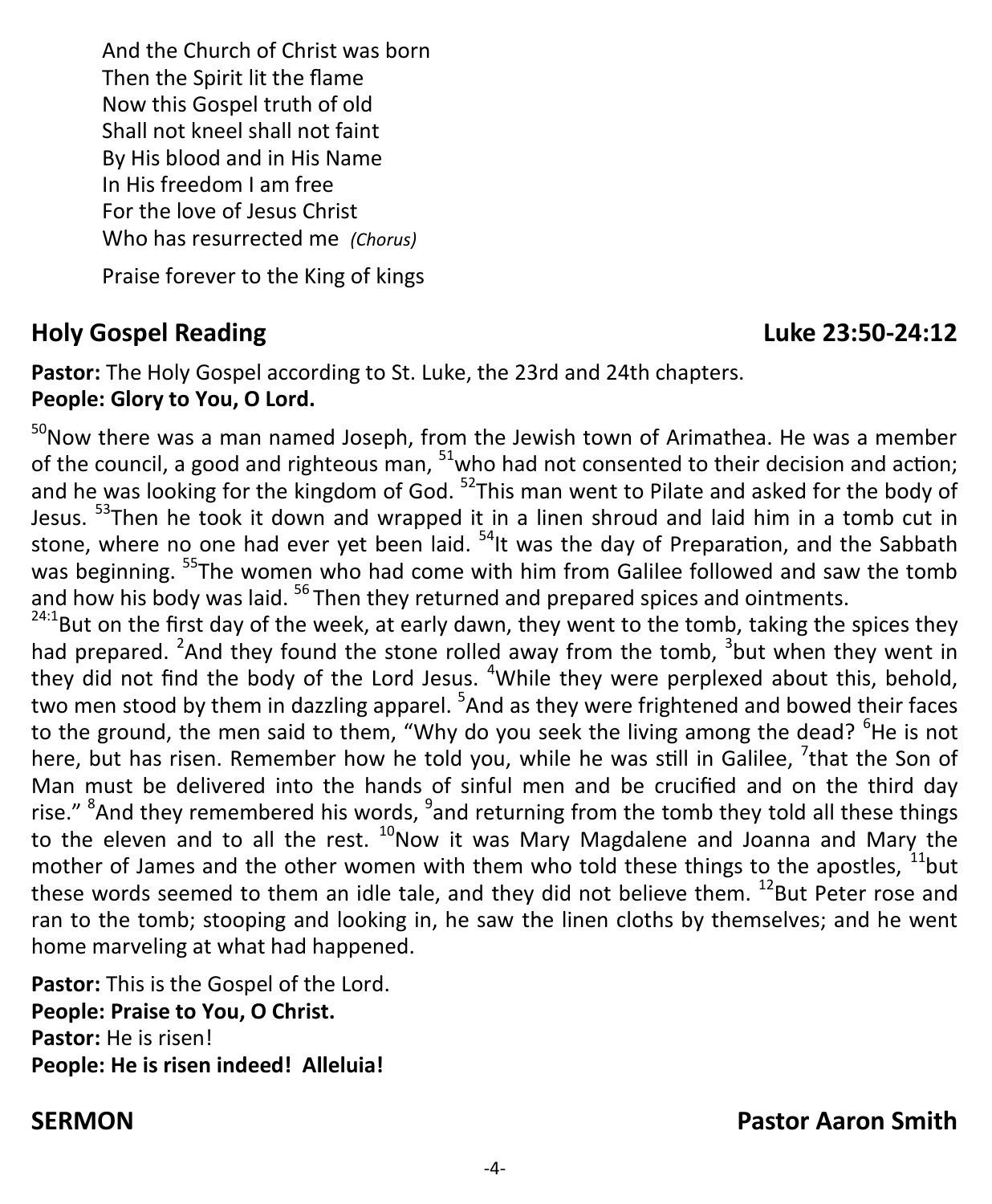And the Church of Christ was born
Then the Spirit lit the flame
Now this Gospel truth of old
Shall not kneel shall not faint
By His blood and in His Name
In His freedom I am free
For the love of Jesus Christ
Who has resurrected me *(Chorus)*

Praise forever to the King of kings

## Holy Gospel Reading — Luke 23:50-24:12

**Pastor:** The Holy Gospel according to St. Luke, the 23rd and 24th chapters.
**People: Glory to You, O Lord.**

[50]Now there was a man named Joseph, from the Jewish town of Arimathea. He was a member of the council, a good and righteous man, [51]who had not consented to their decision and action; and he was looking for the kingdom of God. [52]This man went to Pilate and asked for the body of Jesus. [53]Then he took it down and wrapped it in a linen shroud and laid him in a tomb cut in stone, where no one had ever yet been laid. [54]It was the day of Preparation, and the Sabbath was beginning. [55]The women who had come with him from Galilee followed and saw the tomb and how his body was laid. [56] Then they returned and prepared spices and ointments.
[24:1]But on the first day of the week, at early dawn, they went to the tomb, taking the spices they had prepared. [2]And they found the stone rolled away from the tomb, [3]but when they went in they did not find the body of the Lord Jesus. [4]While they were perplexed about this, behold, two men stood by them in dazzling apparel. [5]And as they were frightened and bowed their faces to the ground, the men said to them, "Why do you seek the living among the dead? [6]He is not here, but has risen. Remember how he told you, while he was still in Galilee, [7]that the Son of Man must be delivered into the hands of sinful men and be crucified and on the third day rise." [8]And they remembered his words, [9]and returning from the tomb they told all these things to the eleven and to all the rest. [10]Now it was Mary Magdalene and Joanna and Mary the mother of James and the other women with them who told these things to the apostles, [11]but these words seemed to them an idle tale, and they did not believe them. [12]But Peter rose and ran to the tomb; stooping and looking in, he saw the linen cloths by themselves; and he went home marveling at what had happened.

**Pastor:** This is the Gospel of the Lord.
**People: Praise to You, O Christ.**
**Pastor:** He is risen!
**People: He is risen indeed! Alleluia!**

## SERMON — Pastor Aaron Smith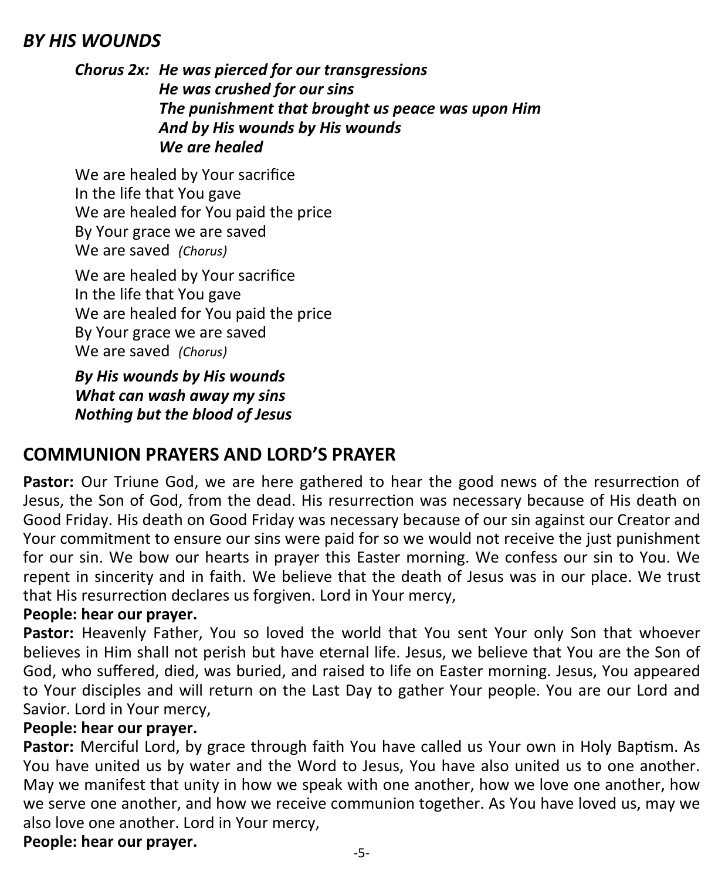## *BY HIS WOUNDS*

***Chorus 2x:** He was pierced for our transgressions*
*He was crushed for our sins*
*The punishment that brought us peace was upon Him*
*And by His wounds by His wounds*
*We are healed*

We are healed by Your sacrifice
In the life that You gave
We are healed for You paid the price
By Your grace we are saved
We are saved *(Chorus)*

We are healed by Your sacrifice
In the life that You gave
We are healed for You paid the price
By Your grace we are saved
We are saved *(Chorus)*

***By His wounds by His wounds***
***What can wash away my sins***
***Nothing but the blood of Jesus***

## COMMUNION PRAYERS AND LORD'S PRAYER

**Pastor:** Our Triune God, we are here gathered to hear the good news of the resurrection of Jesus, the Son of God, from the dead. His resurrection was necessary because of His death on Good Friday. His death on Good Friday was necessary because of our sin against our Creator and Your commitment to ensure our sins were paid for so we would not receive the just punishment for our sin. We bow our hearts in prayer this Easter morning. We confess our sin to You. We repent in sincerity and in faith. We believe that the death of Jesus was in our place. We trust that His resurrection declares us forgiven. Lord in Your mercy,

**People: hear our prayer.**

**Pastor:** Heavenly Father, You so loved the world that You sent Your only Son that whoever believes in Him shall not perish but have eternal life. Jesus, we believe that You are the Son of God, who suffered, died, was buried, and raised to life on Easter morning. Jesus, You appeared to Your disciples and will return on the Last Day to gather Your people. You are our Lord and Savior. Lord in Your mercy,

**People: hear our prayer.**

**Pastor:** Merciful Lord, by grace through faith You have called us Your own in Holy Baptism. As You have united us by water and the Word to Jesus, You have also united us to one another. May we manifest that unity in how we speak with one another, how we love one another, how we serve one another, and how we receive communion together. As You have loved us, may we also love one another. Lord in Your mercy,

**People: hear our prayer.**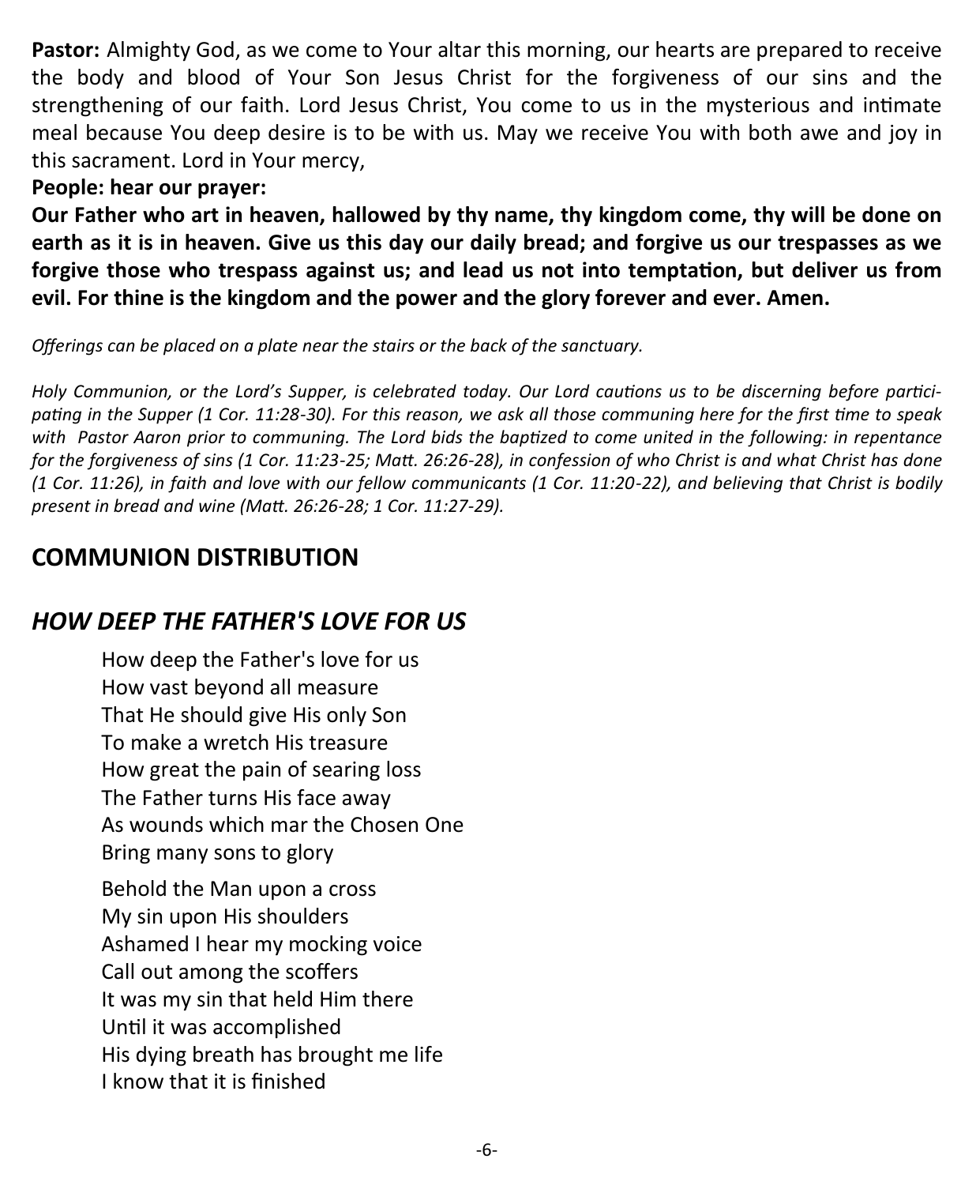**Pastor:** Almighty God, as we come to Your altar this morning, our hearts are prepared to receive the body and blood of Your Son Jesus Christ for the forgiveness of our sins and the strengthening of our faith. Lord Jesus Christ, You come to us in the mysterious and intimate meal because You deep desire is to be with us. May we receive You with both awe and joy in this sacrament. Lord in Your mercy,

**People: hear our prayer:**

**Our Father who art in heaven, hallowed by thy name, thy kingdom come, thy will be done on earth as it is in heaven. Give us this day our daily bread; and forgive us our trespasses as we forgive those who trespass against us; and lead us not into temptation, but deliver us from evil. For thine is the kingdom and the power and the glory forever and ever. Amen.**

*Offerings can be placed on a plate near the stairs or the back of the sanctuary.*

*Holy Communion, or the Lord's Supper, is celebrated today. Our Lord cautions us to be discerning before participating in the Supper (1 Cor. 11:28-30). For this reason, we ask all those communing here for the first time to speak with Pastor Aaron prior to communing. The Lord bids the baptized to come united in the following: in repentance for the forgiveness of sins (1 Cor. 11:23-25; Matt. 26:26-28), in confession of who Christ is and what Christ has done (1 Cor. 11:26), in faith and love with our fellow communicants (1 Cor. 11:20-22), and believing that Christ is bodily present in bread and wine (Matt. 26:26-28; 1 Cor. 11:27-29).*

## COMMUNION DISTRIBUTION

## *HOW DEEP THE FATHER'S LOVE FOR US*

How deep the Father's love for us
How vast beyond all measure
That He should give His only Son
To make a wretch His treasure
How great the pain of searing loss
The Father turns His face away
As wounds which mar the Chosen One
Bring many sons to glory

Behold the Man upon a cross
My sin upon His shoulders
Ashamed I hear my mocking voice
Call out among the scoffers
It was my sin that held Him there
Until it was accomplished
His dying breath has brought me life
I know that it is finished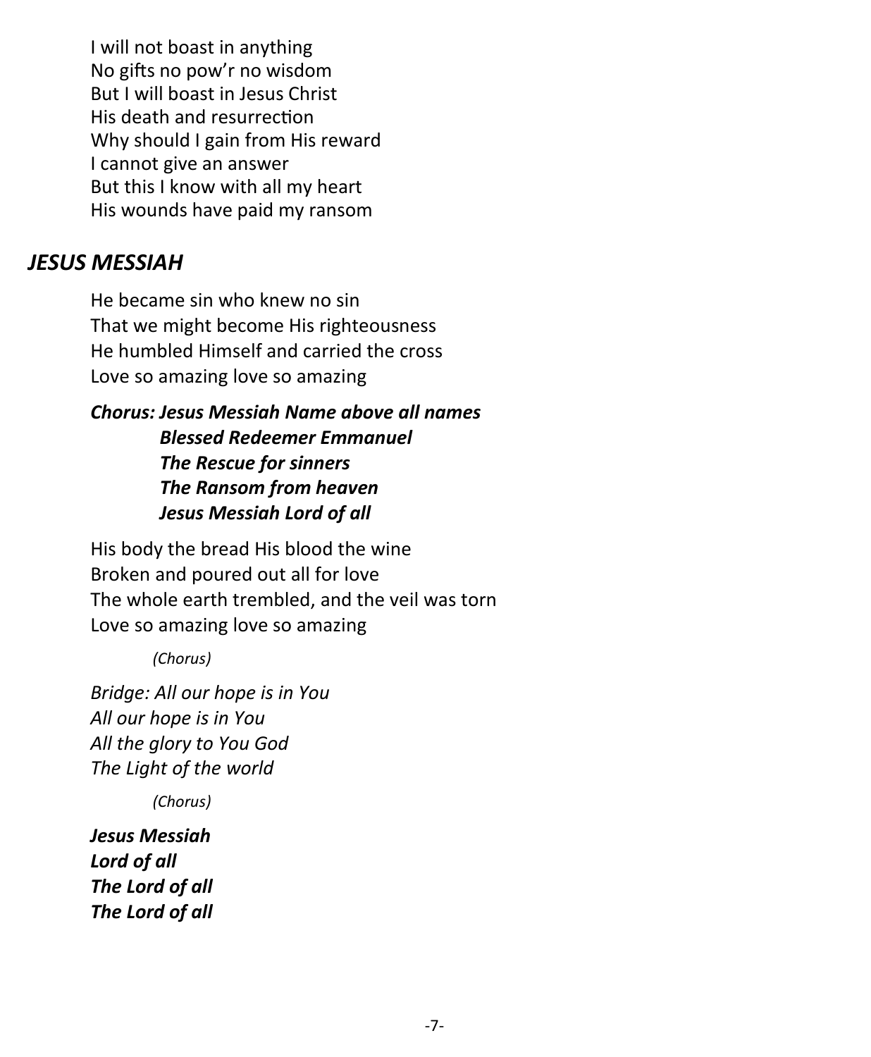I will not boast in anything
No gifts no pow'r no wisdom
But I will boast in Jesus Christ
His death and resurrection
Why should I gain from His reward
I cannot give an answer
But this I know with all my heart
His wounds have paid my ransom

## *JESUS MESSIAH*

He became sin who knew no sin
That we might become His righteousness
He humbled Himself and carried the cross
Love so amazing love so amazing

***Chorus: Jesus Messiah Name above all names***
***Blessed Redeemer Emmanuel***
***The Rescue for sinners***
***The Ransom from heaven***
***Jesus Messiah Lord of all***

His body the bread His blood the wine
Broken and poured out all for love
The whole earth trembled, and the veil was torn
Love so amazing love so amazing

*(Chorus)*

*Bridge: All our hope is in You*
*All our hope is in You*
*All the glory to You God*
*The Light of the world*

*(Chorus)*

***Jesus Messiah***
***Lord of all***
***The Lord of all***
***The Lord of all***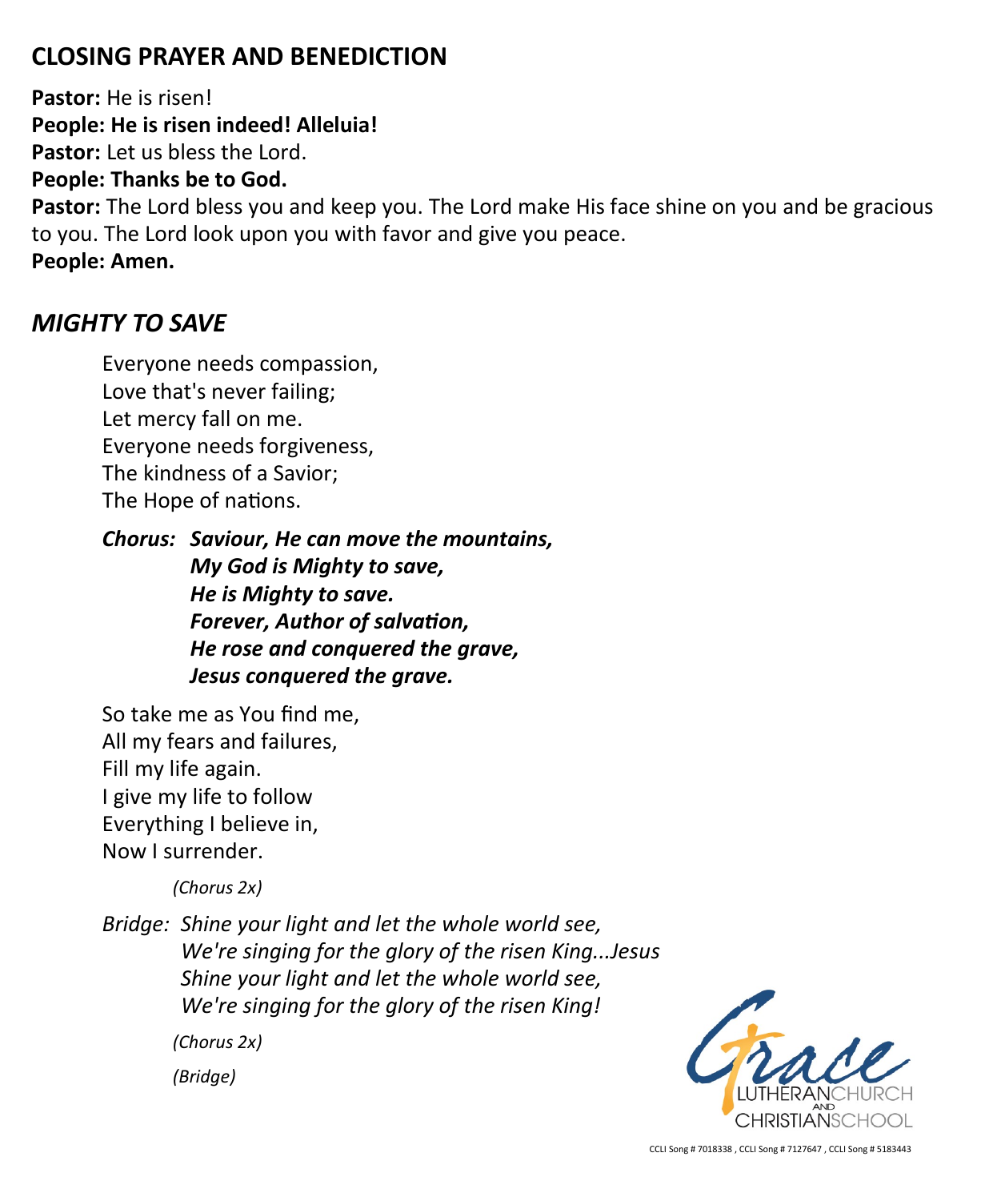## CLOSING PRAYER AND BENEDICTION

**Pastor:** He is risen!
**People: He is risen indeed! Alleluia!**
**Pastor:** Let us bless the Lord.
**People: Thanks be to God.**
**Pastor:** The Lord bless you and keep you. The Lord make His face shine on you and be gracious to you. The Lord look upon you with favor and give you peace.
**People: Amen.**

## *MIGHTY TO SAVE*

Everyone needs compassion,
Love that's never failing;
Let mercy fall on me.
Everyone needs forgiveness,
The kindness of a Savior;
The Hope of nations.

***Chorus:** **Saviour, He can move the mountains,***
***My God is Mighty to save,***
***He is Mighty to save.***
***Forever, Author of salvation,***
***He rose and conquered the grave,***
***Jesus conquered the grave.***

So take me as You find me,
All my fears and failures,
Fill my life again.
I give my life to follow
Everything I believe in,
Now I surrender.

*(Chorus 2x)*

*Bridge: Shine your light and let the whole world see,*
*We're singing for the glory of the risen King...Jesus*
*Shine your light and let the whole world see,*
*We're singing for the glory of the risen King!*

*(Chorus 2x)*

*(Bridge)*

Grace LUTHERAN CHURCH AND CHRISTIAN SCHOOL

CCLI Song # 7018338 , CCLI Song # 7127647 , CCLI Song # 5183443